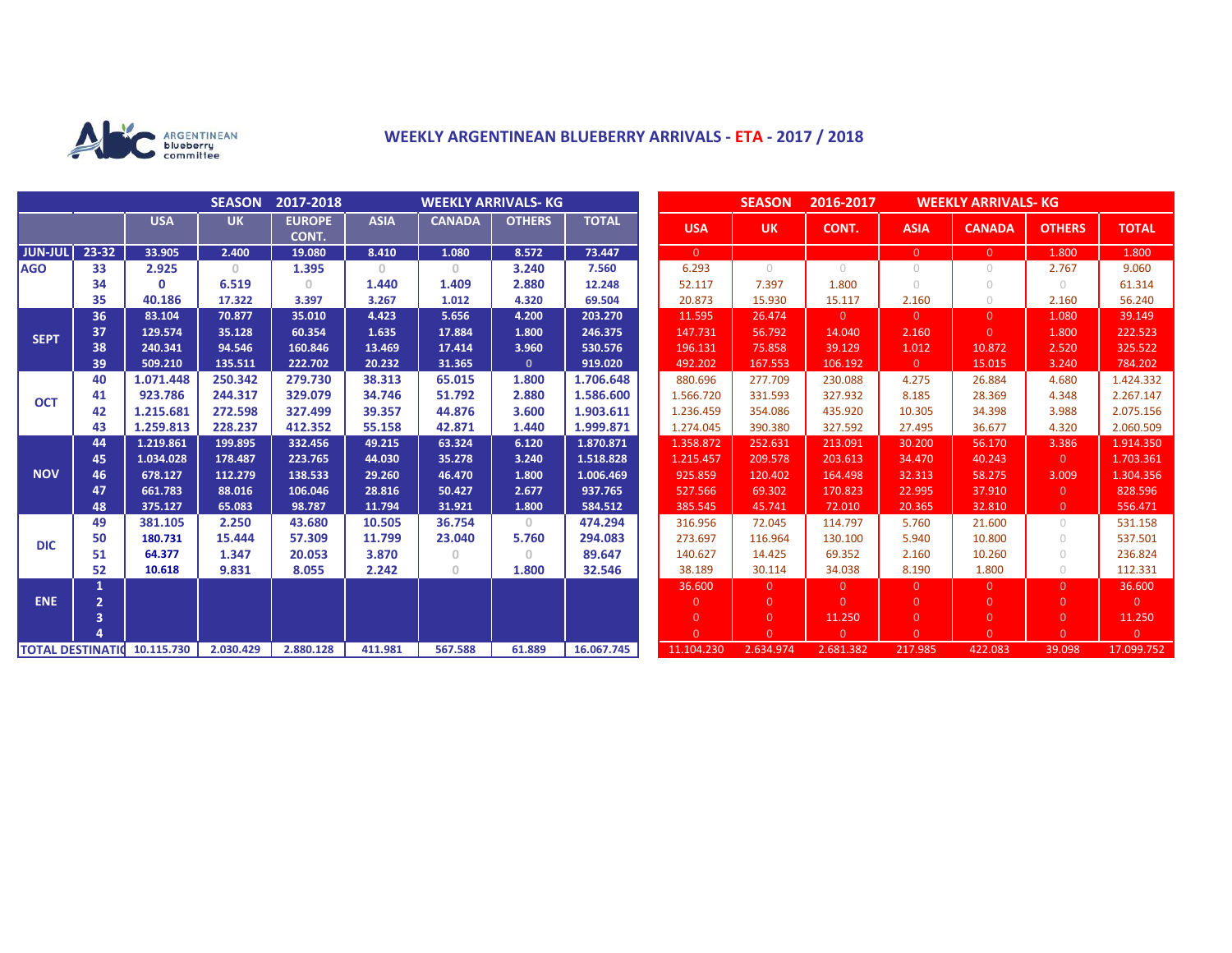ARGENTINEAN blueberry committee

# WEEKLY ARGENTINEAN BLUEBERRY ARRIVALS - ETA - 2017 / 2018

| | | SEASON 2017-2018 WEEKLY ARRIVALS- KG | | | | | | | SEASON 2016-2017 WEEKLY ARRIVALS- KG | | | | | | |
|---|---|---|---|---|---|---|---|---|---|---|---|---|---|---|---|
| | | USA | UK | EUROPE CONT. | ASIA | CANADA | OTHERS | TOTAL | USA | UK | CONT. | ASIA | CANADA | OTHERS | TOTAL |
| JUN-JUL | 23-32 | 33.905 | 2.400 | 19.080 | 8.410 | 1.080 | 8.572 | 73.447 | 0 | | | 0 | 0 | 1.800 | 1.800 |
| AGO | 33 | 2.925 | 0 | 1.395 | 0 | 0 | 3.240 | 7.560 | 6.293 | 0 | 0 | 0 | 0 | 2.767 | 9.060 |
| | 34 | 0 | 6.519 | 0 | 1.440 | 1.409 | 2.880 | 12.248 | 52.117 | 7.397 | 1.800 | 0 | 0 | 0 | 61.314 |
| | 35 | 40.186 | 17.322 | 3.397 | 3.267 | 1.012 | 4.320 | 69.504 | 20.873 | 15.930 | 15.117 | 2.160 | 0 | 2.160 | 56.240 |
| SEPT | 36 | 83.104 | 70.877 | 35.010 | 4.423 | 5.656 | 4.200 | 203.270 | 11.595 | 26.474 | 0 | 0 | 0 | 1.080 | 39.149 |
| | 37 | 129.574 | 35.128 | 60.354 | 1.635 | 17.884 | 1.800 | 246.375 | 147.731 | 56.792 | 14.040 | 2.160 | 0 | 1.800 | 222.523 |
| | 38 | 240.341 | 94.546 | 160.846 | 13.469 | 17.414 | 3.960 | 530.576 | 196.131 | 75.858 | 39.129 | 1.012 | 10.872 | 2.520 | 325.522 |
| | 39 | 509.210 | 135.511 | 222.702 | 20.232 | 31.365 | 0 | 919.020 | 492.202 | 167.553 | 106.192 | 0 | 15.015 | 3.240 | 784.202 |
| OCT | 40 | 1.071.448 | 250.342 | 279.730 | 38.313 | 65.015 | 1.800 | 1.706.648 | 880.696 | 277.709 | 230.088 | 4.275 | 26.884 | 4.680 | 1.424.332 |
| | 41 | 923.786 | 244.317 | 329.079 | 34.746 | 51.792 | 2.880 | 1.586.600 | 1.566.720 | 331.593 | 327.932 | 8.185 | 28.369 | 4.348 | 2.267.147 |
| | 42 | 1.215.681 | 272.598 | 327.499 | 39.357 | 44.876 | 3.600 | 1.903.611 | 1.236.459 | 354.086 | 435.920 | 10.305 | 34.398 | 3.988 | 2.075.156 |
| | 43 | 1.259.813 | 228.237 | 412.352 | 55.158 | 42.871 | 1.440 | 1.999.871 | 1.274.045 | 390.380 | 327.592 | 27.495 | 36.677 | 4.320 | 2.060.509 |
| NOV | 44 | 1.219.861 | 199.895 | 332.456 | 49.215 | 63.324 | 6.120 | 1.870.871 | 1.358.872 | 252.631 | 213.091 | 30.200 | 56.170 | 3.386 | 1.914.350 |
| | 45 | 1.034.028 | 178.487 | 223.765 | 44.030 | 35.278 | 3.240 | 1.518.828 | 1.215.457 | 209.578 | 203.613 | 34.470 | 40.243 | 0 | 1.703.361 |
| | 46 | 678.127 | 112.279 | 138.533 | 29.260 | 46.470 | 1.800 | 1.006.469 | 925.859 | 120.402 | 164.498 | 32.313 | 58.275 | 3.009 | 1.304.356 |
| | 47 | 661.783 | 88.016 | 106.046 | 28.816 | 50.427 | 2.677 | 937.765 | 527.566 | 69.302 | 170.823 | 22.995 | 37.910 | 0 | 828.596 |
| | 48 | 375.127 | 65.083 | 98.787 | 11.794 | 31.921 | 1.800 | 584.512 | 385.545 | 45.741 | 72.010 | 20.365 | 32.810 | 0 | 556.471 |
| DIC | 49 | 381.105 | 2.250 | 43.680 | 10.505 | 36.754 | 0 | 474.294 | 316.956 | 72.045 | 114.797 | 5.760 | 21.600 | 0 | 531.158 |
| | 50 | 180.731 | 15.444 | 57.309 | 11.799 | 23.040 | 5.760 | 294.083 | 273.697 | 116.964 | 130.100 | 5.940 | 10.800 | 0 | 537.501 |
| | 51 | 64.377 | 1.347 | 20.053 | 3.870 | 0 | 0 | 89.647 | 140.627 | 14.425 | 69.352 | 2.160 | 10.260 | 0 | 236.824 |
| | 52 | 10.618 | 9.831 | 8.055 | 2.242 | 0 | 1.800 | 32.546 | 38.189 | 30.114 | 34.038 | 8.190 | 1.800 | 0 | 112.331 |
| ENE | 1 | | | | | | | | 36.600 | 0 | 0 | 0 | 0 | 0 | 36.600 |
| | 2 | | | | | | | | 0 | 0 | 0 | 0 | 0 | 0 | 0 |
| | 3 | | | | | | | | 0 | 0 | 11.250 | 0 | 0 | 0 | 11.250 |
| | 4 | | | | | | | | 0 | 0 | 0 | 0 | 0 | 0 | 0 |
| TOTAL DESTINATIO | | 10.115.730 | 2.030.429 | 2.880.128 | 411.981 | 567.588 | 61.889 | 16.067.745 | 11.104.230 | 2.634.974 | 2.681.382 | 217.985 | 422.083 | 39.098 | 17.099.752 |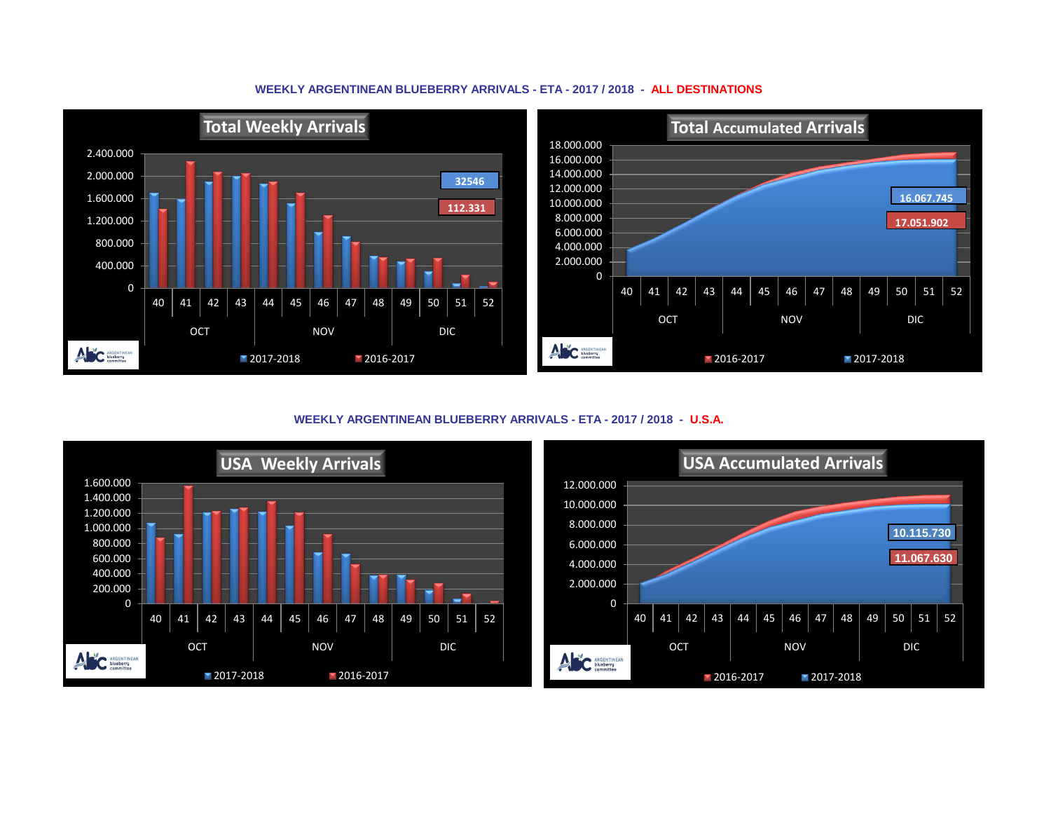## WEEKLY ARGENTINEAN BLUEBERRY ARRIVALS - ETA - 2017 / 2018 - ALL DESTINATIONS

**Total Weekly Arrivals**

Weeks: 40, 41, 42, 43 (OCT); 44, 45, 46, 47, 48 (NOV); 49, 50, 51, 52 (DIC)

Latest week: 2017-2018: 32546 | 2016-2017: 112.331

Legend: 2017-2018 | 2016-2017

**Total Accumulated Arrivals**

Weeks: 40, 41, 42, 43 (OCT); 44, 45, 46, 47, 48 (NOV); 49, 50, 51, 52 (DIC)

Accumulated: 2017-2018: 16.067.745 | 2016-2017: 17.051.902

Legend: 2016-2017 | 2017-2018

## WEEKLY ARGENTINEAN BLUEBERRY ARRIVALS - ETA - 2017 / 2018 - U.S.A.

**USA Weekly Arrivals**

Weeks: 40, 41, 42, 43 (OCT); 44, 45, 46, 47, 48 (NOV); 49, 50, 51, 52 (DIC)

Legend: 2017-2018 | 2016-2017

**USA Accumulated Arrivals**

Weeks: 40, 41, 42, 43 (OCT); 44, 45, 46, 47, 48 (NOV); 49, 50, 51, 52 (DIC)

Accumulated: 2017-2018: 10.115.730 | 2016-2017: 11.067.630

Legend: 2016-2017 | 2017-2018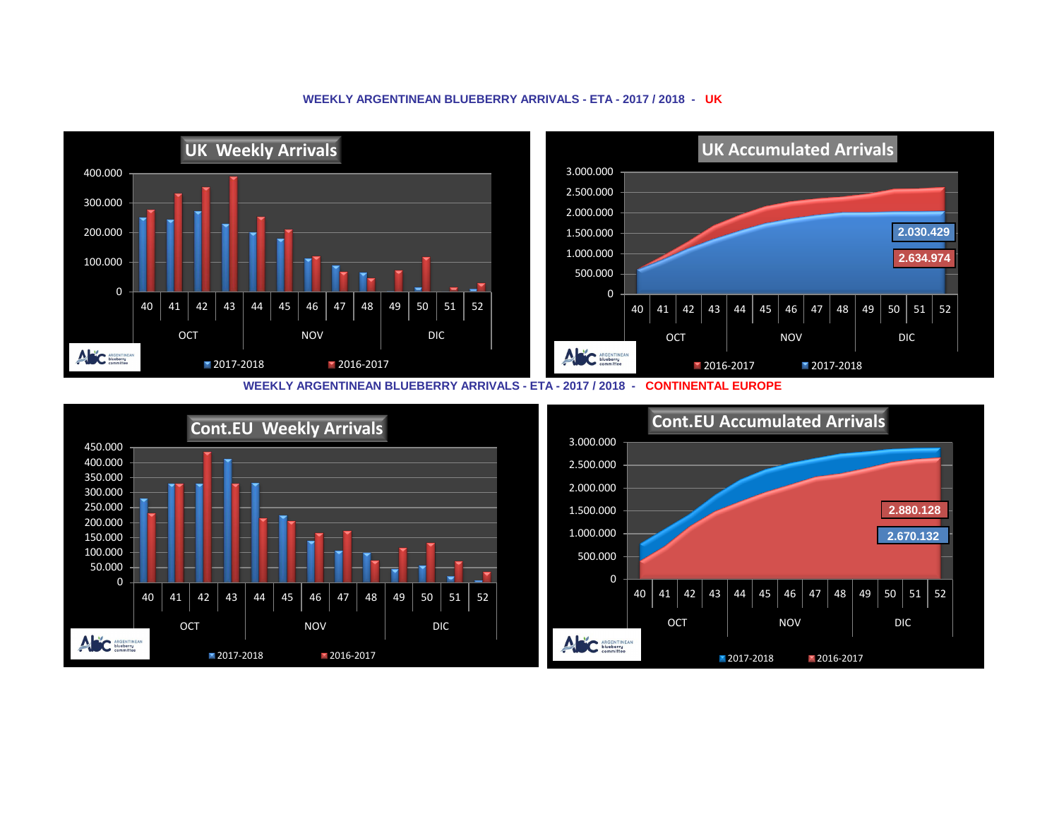# WEEKLY ARGENTINEAN BLUEBERRY ARRIVALS - ETA - 2017 / 2018 - UK

**UK Weekly Arrivals**

Weeks: 40, 41, 42, 43 (OCT); 44, 45, 46, 47, 48 (NOV); 49, 50, 51, 52 (DIC)

Legend: 2017-2018, 2016-2017

**UK Accumulated Arrivals**

2017-2018: 2.030.429

2016-2017: 2.634.974

Weeks: 40, 41, 42, 43 (OCT); 44, 45, 46, 47, 48 (NOV); 49, 50, 51, 52 (DIC)

Legend: 2016-2017, 2017-2018

# WEEKLY ARGENTINEAN BLUEBERRY ARRIVALS - ETA - 2017 / 2018 - CONTINENTAL EUROPE

**Cont.EU Weekly Arrivals**

Weeks: 40, 41, 42, 43 (OCT); 44, 45, 46, 47, 48 (NOV); 49, 50, 51, 52 (DIC)

Legend: 2017-2018, 2016-2017

**Cont.EU Accumulated Arrivals**

2017-2018: 2.880.128

2016-2017: 2.670.132

Weeks: 40, 41, 42, 43 (OCT); 44, 45, 46, 47, 48 (NOV); 49, 50, 51, 52 (DIC)

Legend: 2017-2018, 2016-2017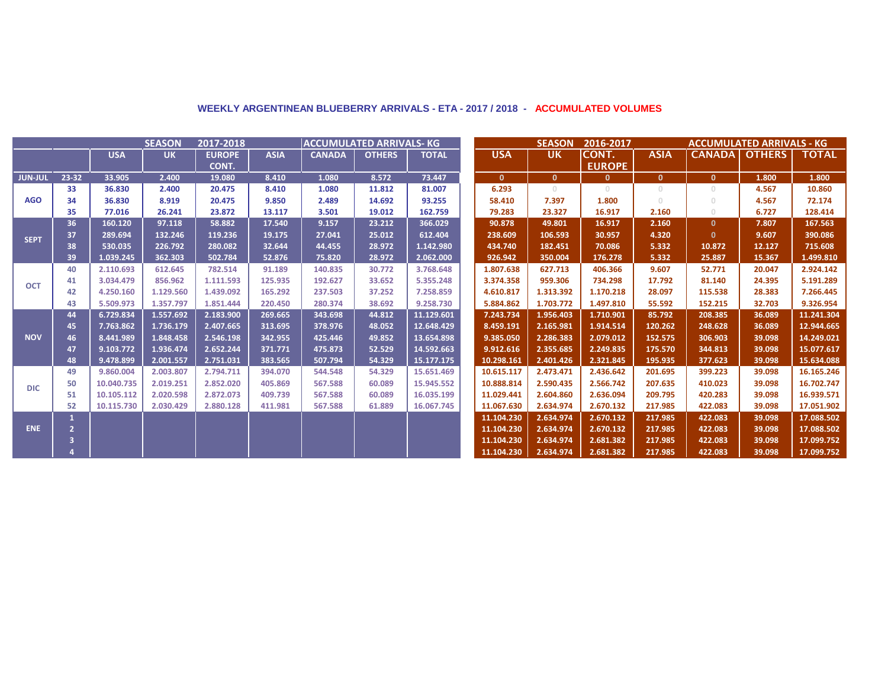# WEEKLY ARGENTINEAN BLUEBERRY ARRIVALS - ETA - 2017 / 2018 - ACCUMULATED VOLUMES

| | | SEASON 2017-2018 ACCUMULATED ARRIVALS- KG | | | | | | | SEASON 2016-2017 ACCUMULATED ARRIVALS - KG | | | | | | |
|---|---|---|---|---|---|---|---|---|---|---|---|---|---|---|---|
| | | USA | UK | EUROPE CONT. | ASIA | CANADA | OTHERS | TOTAL | USA | UK | CONT. EUROPE | ASIA | CANADA | OTHERS | TOTAL |
| JUN-JUL | 23-32 | 33.905 | 2.400 | 19.080 | 8.410 | 1.080 | 8.572 | 73.447 | 0 | 0 | 0 | 0 | 0 | 1.800 | 1.800 |
| AGO | 33 | 36.830 | 2.400 | 20.475 | 8.410 | 1.080 | 11.812 | 81.007 | 6.293 | 0 | 0 | 0 | 0 | 4.567 | 10.860 |
| | 34 | 36.830 | 8.919 | 20.475 | 9.850 | 2.489 | 14.692 | 93.255 | 58.410 | 7.397 | 1.800 | 0 | 0 | 4.567 | 72.174 |
| | 35 | 77.016 | 26.241 | 23.872 | 13.117 | 3.501 | 19.012 | 162.759 | 79.283 | 23.327 | 16.917 | 2.160 | 0 | 6.727 | 128.414 |
| SEPT | 36 | 160.120 | 97.118 | 58.882 | 17.540 | 9.157 | 23.212 | 366.029 | 90.878 | 49.801 | 16.917 | 2.160 | 0 | 7.807 | 167.563 |
| | 37 | 289.694 | 132.246 | 119.236 | 19.175 | 27.041 | 25.012 | 612.404 | 238.609 | 106.593 | 30.957 | 4.320 | 0 | 9.607 | 390.086 |
| | 38 | 530.035 | 226.792 | 280.082 | 32.644 | 44.455 | 28.972 | 1.142.980 | 434.740 | 182.451 | 70.086 | 5.332 | 10.872 | 12.127 | 715.608 |
| | 39 | 1.039.245 | 362.303 | 502.784 | 52.876 | 75.820 | 28.972 | 2.062.000 | 926.942 | 350.004 | 176.278 | 5.332 | 25.887 | 15.367 | 1.499.810 |
| OCT | 40 | 2.110.693 | 612.645 | 782.514 | 91.189 | 140.835 | 30.772 | 3.768.648 | 1.807.638 | 627.713 | 406.366 | 9.607 | 52.771 | 20.047 | 2.924.142 |
| | 41 | 3.034.479 | 856.962 | 1.111.593 | 125.935 | 192.627 | 33.652 | 5.355.248 | 3.374.358 | 959.306 | 734.298 | 17.792 | 81.140 | 24.395 | 5.191.289 |
| | 42 | 4.250.160 | 1.129.560 | 1.439.092 | 165.292 | 237.503 | 37.252 | 7.258.859 | 4.610.817 | 1.313.392 | 1.170.218 | 28.097 | 115.538 | 28.383 | 7.266.445 |
| | 43 | 5.509.973 | 1.357.797 | 1.851.444 | 220.450 | 280.374 | 38.692 | 9.258.730 | 5.884.862 | 1.703.772 | 1.497.810 | 55.592 | 152.215 | 32.703 | 9.326.954 |
| NOV | 44 | 6.729.834 | 1.557.692 | 2.183.900 | 269.665 | 343.698 | 44.812 | 11.129.601 | 7.243.734 | 1.956.403 | 1.710.901 | 85.792 | 208.385 | 36.089 | 11.241.304 |
| | 45 | 7.763.862 | 1.736.179 | 2.407.665 | 313.695 | 378.976 | 48.052 | 12.648.429 | 8.459.191 | 2.165.981 | 1.914.514 | 120.262 | 248.628 | 36.089 | 12.944.665 |
| | 46 | 8.441.989 | 1.848.458 | 2.546.198 | 342.955 | 425.446 | 49.852 | 13.654.898 | 9.385.050 | 2.286.383 | 2.079.012 | 152.575 | 306.903 | 39.098 | 14.249.021 |
| | 47 | 9.103.772 | 1.936.474 | 2.652.244 | 371.771 | 475.873 | 52.529 | 14.592.663 | 9.912.616 | 2.355.685 | 2.249.835 | 175.570 | 344.813 | 39.098 | 15.077.617 |
| | 48 | 9.478.899 | 2.001.557 | 2.751.031 | 383.565 | 507.794 | 54.329 | 15.177.175 | 10.298.161 | 2.401.426 | 2.321.845 | 195.935 | 377.623 | 39.098 | 15.634.088 |
| DIC | 49 | 9.860.004 | 2.003.807 | 2.794.711 | 394.070 | 544.548 | 54.329 | 15.651.469 | 10.615.117 | 2.473.471 | 2.436.642 | 201.695 | 399.223 | 39.098 | 16.165.246 |
| | 50 | 10.040.735 | 2.019.251 | 2.852.020 | 405.869 | 567.588 | 60.089 | 15.945.552 | 10.888.814 | 2.590.435 | 2.566.742 | 207.635 | 410.023 | 39.098 | 16.702.747 |
| | 51 | 10.105.112 | 2.020.598 | 2.872.073 | 409.739 | 567.588 | 60.089 | 16.035.199 | 11.029.441 | 2.604.860 | 2.636.094 | 209.795 | 420.283 | 39.098 | 16.939.571 |
| | 52 | 10.115.730 | 2.030.429 | 2.880.128 | 411.981 | 567.588 | 61.889 | 16.067.745 | 11.067.630 | 2.634.974 | 2.670.132 | 217.985 | 422.083 | 39.098 | 17.051.902 |
| ENE | 1 | | | | | | | | 11.104.230 | 2.634.974 | 2.670.132 | 217.985 | 422.083 | 39.098 | 17.088.502 |
| | 2 | | | | | | | | 11.104.230 | 2.634.974 | 2.670.132 | 217.985 | 422.083 | 39.098 | 17.088.502 |
| | 3 | | | | | | | | 11.104.230 | 2.634.974 | 2.681.382 | 217.985 | 422.083 | 39.098 | 17.099.752 |
| | 4 | | | | | | | | 11.104.230 | 2.634.974 | 2.681.382 | 217.985 | 422.083 | 39.098 | 17.099.752 |